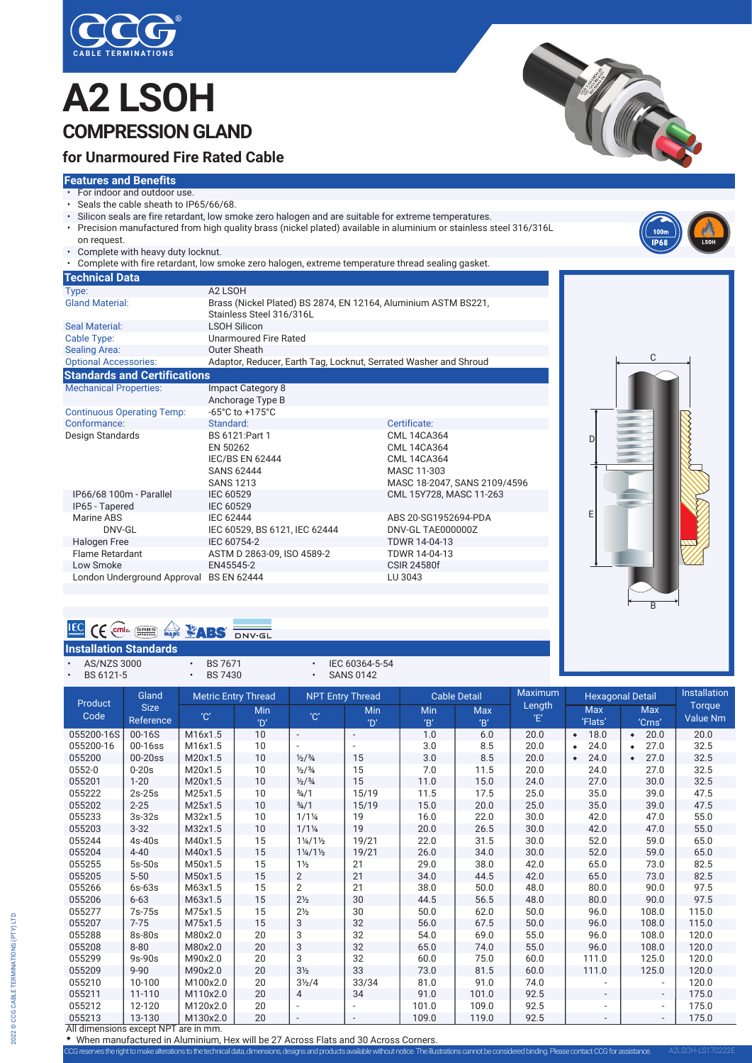CABLE TERMINATIONS

# A2 LSOH

## COMPRESSION GLAND

### for Unarmoured Fire Rated Cable

## Features and Benefits

- For indoor and outdoor use.
- Seals the cable sheath to IP65/66/68.
- Silicon seals are fire retardant, low smoke zero halogen and are suitable for extreme temperatures.
- Precision manufactured from high quality brass (nickel plated) available in aluminium or stainless steel 316/316L on request.
- Complete with heavy duty locknut.
- Complete with fire retardant, low smoke zero halogen, extreme temperature thread sealing gasket.

100m IP68 | LSOH

## Technical Data

| | |
|---|---|
| Type: | A2 LSOH |
| Gland Material: | Brass (Nickel Plated) BS 2874, EN 12164, Aluminium ASTM BS221, Stainless Steel 316/316L |
| Seal Material: | LSOH Silicon |
| Cable Type: | Unarmoured Fire Rated |
| Sealing Area: | Outer Sheath |
| Optional Accessories: | Adaptor, Reducer, Earth Tag, Locknut, Serrated Washer and Shroud |

## Standards and Certifications

| | | |
|---|---|---|
| Mechanical Properties: | Impact Category 8<br>Anchorage Type B | |
| Continuous Operating Temp: | -65°C to +175°C | |
| Conformance: | Standard: | Certificate: |
| Design Standards | BS 6121:Part 1 | CML 14CA364 |
| | EN 50262 | CML 14CA364 |
| | IEC/BS EN 62444 | CML 14CA364 |
| | SANS 62444 | MASC 11-303 |
| | SANS 1213 | MASC 18-2047, SANS 2109/4596 |
| IP66/68 100m - Parallel | IEC 60529 | CML 15Y728, MASC 11-263 |
| IP65 - Tapered | IEC 60529 | |
| Marine ABS | IEC 62444 | ABS 20-SG1952694-PDA |
| DNV-GL | IEC 60529, BS 6121, IEC 62444 | DNV-GL TAE000000Z |
| Halogen Free | IEC 60754-2 | TDWR 14-04-13 |
| Flame Retardant | ASTM D 2863-09, ISO 4589-2 | TDWR 14-04-13 |
| Low Smoke | EN45545-2 | CSIR 24580f |
| London Underground Approval | BS EN 62444 | LU 3043 |

C, D, E, B

## Installation Standards

- AS/NZS 3000
- BS 6121-5
- BS 7671
- BS 7430
- IEC 60364-5-54
- SANS 0142

| Product Code | Gland Size Reference | Metric Entry Thread | | NPT Entry Thread | | Cable Detail | | Maximum Length | Hexagonal Detail | | Installation Torque |
|---|---|---|---|---|---|---|---|---|---|---|---|
| | | 'C' | Min 'D' | 'C' | Min 'D' | Min 'B' | Max 'B' | 'E' | Max 'Flats' | Max 'Crns' | Value Nm |
| 055200-16S | 00-16S | M16x1.5 | 10 | - | - | 1.0 | 6.0 | 20.0 | ◆ 18.0 | ◆ 20.0 | 20.0 |
| 055200-16 | 00-16ss | M16x1.5 | 10 | - | - | 3.0 | 8.5 | 20.0 | ◆ 24.0 | ◆ 27.0 | 32.5 |
| 055200 | 00-20ss | M20x1.5 | 10 | ½/¾ | 15 | 3.0 | 8.5 | 20.0 | ◆ 24.0 | ◆ 27.0 | 32.5 |
| 0552-0 | 0-20s | M20x1.5 | 10 | ½/¾ | 15 | 7.0 | 11.5 | 20.0 | 24.0 | 27.0 | 32.5 |
| 055201 | 1-20 | M20x1.5 | 10 | ½/¾ | 15 | 11.0 | 15.0 | 24.0 | 27.0 | 30.0 | 32.5 |
| 055222 | 2s-25s | M25x1.5 | 10 | ¾/1 | 15/19 | 11.5 | 17.5 | 25.0 | 35.0 | 39.0 | 47.5 |
| 055202 | 2-25 | M25x1.5 | 10 | ¾/1 | 15/19 | 15.0 | 20.0 | 25.0 | 35.0 | 39.0 | 47.5 |
| 055233 | 3s-32s | M32x1.5 | 10 | 1/1¼ | 19 | 16.0 | 22.0 | 30.0 | 42.0 | 47.0 | 55.0 |
| 055203 | 3-32 | M32x1.5 | 10 | 1/1¼ | 19 | 20.0 | 26.5 | 30.0 | 42.0 | 47.0 | 55.0 |
| 055244 | 4s-40s | M40x1.5 | 15 | 1¼/1½ | 19/21 | 22.0 | 31.5 | 30.0 | 52.0 | 59.0 | 65.0 |
| 055204 | 4-40 | M40x1.5 | 15 | 1¼/1½ | 19/21 | 26.0 | 34.0 | 30.0 | 52.0 | 59.0 | 65.0 |
| 055255 | 5s-50s | M50x1.5 | 15 | 1½ | 21 | 29.0 | 38.0 | 42.0 | 65.0 | 73.0 | 82.5 |
| 055205 | 5-50 | M50x1.5 | 15 | 2 | 21 | 34.0 | 44.5 | 42.0 | 65.0 | 73.0 | 82.5 |
| 055266 | 6s-63s | M63x1.5 | 15 | 2 | 21 | 38.0 | 50.0 | 48.0 | 80.0 | 90.0 | 97.5 |
| 055206 | 6-63 | M63x1.5 | 15 | 2½ | 30 | 44.5 | 56.5 | 48.0 | 80.0 | 90.0 | 97.5 |
| 055277 | 7s-75s | M75x1.5 | 15 | 2½ | 30 | 50.0 | 62.0 | 50.0 | 96.0 | 108.0 | 115.0 |
| 055207 | 7-75 | M75x1.5 | 15 | 3 | 32 | 56.0 | 67.5 | 50.0 | 96.0 | 108.0 | 115.0 |
| 055288 | 8s-80s | M80x2.0 | 20 | 3 | 32 | 54.0 | 69.0 | 55.0 | 96.0 | 108.0 | 120.0 |
| 055208 | 8-80 | M80x2.0 | 20 | 3 | 32 | 65.0 | 74.0 | 55.0 | 96.0 | 108.0 | 120.0 |
| 055299 | 9s-90s | M90x2.0 | 20 | 3 | 32 | 60.0 | 75.0 | 60.0 | 111.0 | 125.0 | 120.0 |
| 055209 | 9-90 | M90x2.0 | 20 | 3½ | 33 | 73.0 | 81.5 | 60.0 | 111.0 | 125.0 | 120.0 |
| 055210 | 10-100 | M100x2.0 | 20 | 3½/4 | 33/34 | 81.0 | 91.0 | 74.0 | - | - | 120.0 |
| 055211 | 11-110 | M110x2.0 | 20 | 4 | 34 | 91.0 | 101.0 | 92.5 | - | - | 175.0 |
| 055212 | 12-120 | M120x2.0 | 20 | - | - | 101.0 | 109.0 | 92.5 | - | - | 175.0 |
| 055213 | 13-130 | M130x2.0 | 20 | - | - | 109.0 | 119.0 | 92.5 | - | - | 175.0 |

All dimensions except NPT are in mm.

◆ When manufactured in Aluminium, Hex will be 27 Across Flats and 30 Across Corners.

CCG reserves the right to make alterations to the technical data, dimensions, designs and products available without notice. The illustrations cannot be considered binding. Please contact CCG for assistance. A2LSOH-LS170222E

2022 © CCG CABLE TERMINATIONS (PTY) LTD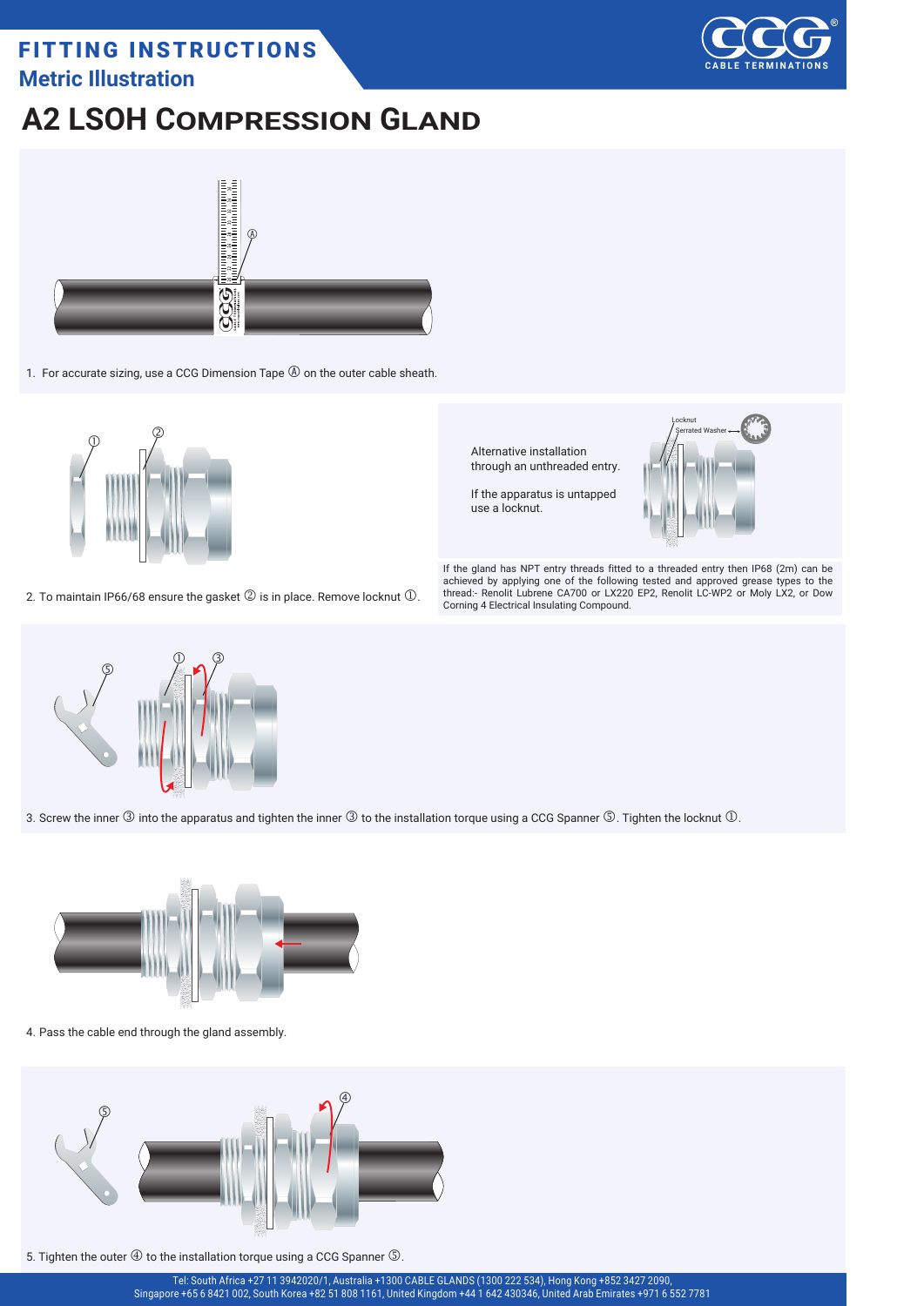# FITTING INSTRUCTIONS
## Metric Illustration

# A2 LSOH Compression Gland

1. For accurate sizing, use a CCG Dimension Tape Ⓐ on the outer cable sheath.

2. To maintain IP66/68 ensure the gasket ② is in place. Remove locknut ①.

Alternative installation through an unthreaded entry.

If the apparatus is untapped use a locknut.

Locknut

Serrated Washer

If the gland has NPT entry threads fitted to a threaded entry then IP68 (2m) can be achieved by applying one of the following tested and approved grease types to the thread:- Renolit Lubrene CA700 or LX220 EP2, Renolit LC-WP2 or Moly LX2, or Dow Corning 4 Electrical Insulating Compound.

3. Screw the inner ③ into the apparatus and tighten the inner ③ to the installation torque using a CCG Spanner ⑤. Tighten the locknut ①.

4. Pass the cable end through the gland assembly.

5. Tighten the outer ④ to the installation torque using a CCG Spanner ⑤.

Tel: South Africa +27 11 3942020/1, Australia +1300 CABLE GLANDS (1300 222 534), Hong Kong +852 3427 2090, Singapore +65 6 8421 002, South Korea +82 51 808 1161, United Kingdom +44 1 642 430346, United Arab Emirates +971 6 552 7781